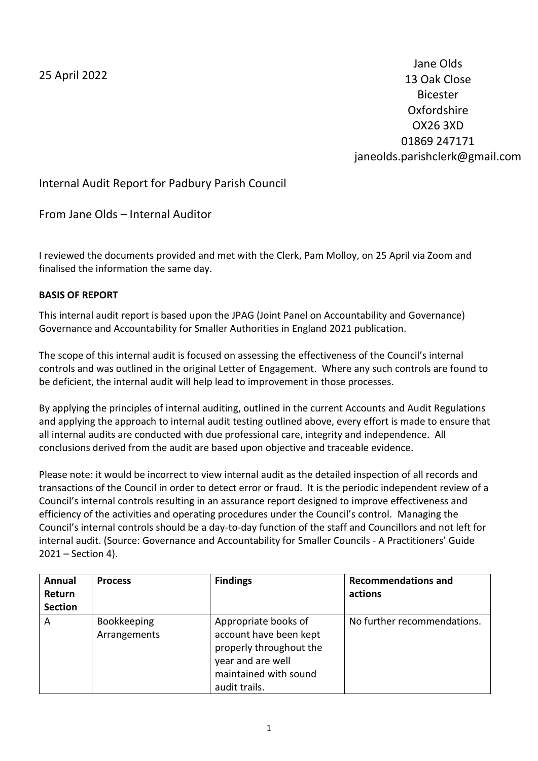25 April 2022

Jane Olds
13 Oak Close
Bicester
Oxfordshire
OX26 3XD
01869 247171
janeolds.parishclerk@gmail.com

Internal Audit Report for Padbury Parish Council

From Jane Olds – Internal Auditor

I reviewed the documents provided and met with the Clerk, Pam Molloy, on 25 April via Zoom and finalised the information the same day.

**BASIS OF REPORT**

This internal audit report is based upon the JPAG (Joint Panel on Accountability and Governance) Governance and Accountability for Smaller Authorities in England 2021 publication.

The scope of this internal audit is focused on assessing the effectiveness of the Council's internal controls and was outlined in the original Letter of Engagement. Where any such controls are found to be deficient, the internal audit will help lead to improvement in those processes.

By applying the principles of internal auditing, outlined in the current Accounts and Audit Regulations and applying the approach to internal audit testing outlined above, every effort is made to ensure that all internal audits are conducted with due professional care, integrity and independence. All conclusions derived from the audit are based upon objective and traceable evidence.

Please note: it would be incorrect to view internal audit as the detailed inspection of all records and transactions of the Council in order to detect error or fraud. It is the periodic independent review of a Council's internal controls resulting in an assurance report designed to improve effectiveness and efficiency of the activities and operating procedures under the Council's control. Managing the Council's internal controls should be a day-to-day function of the staff and Councillors and not left for internal audit. (Source: Governance and Accountability for Smaller Councils - A Practitioners' Guide 2021 – Section 4).

| Annual Return Section | Process | Findings | Recommendations and actions |
|---|---|---|---|
| A | Bookkeeping Arrangements | Appropriate books of account have been kept properly throughout the year and are well maintained with sound audit trails. | No further recommendations. |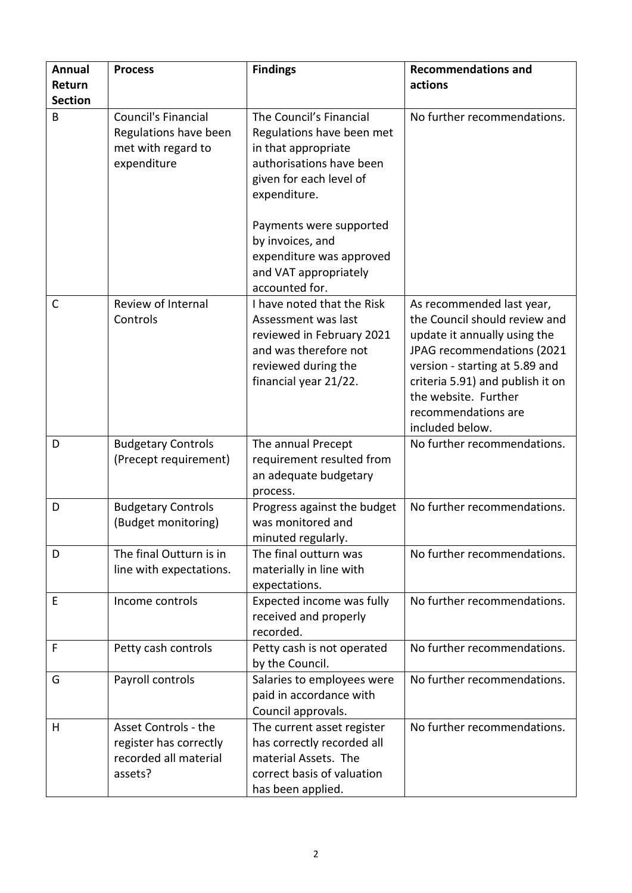| Annual Return Section | Process | Findings | Recommendations and actions |
|---|---|---|---|
| B | Council's Financial Regulations have been met with regard to expenditure | The Council's Financial Regulations have been met in that appropriate authorisations have been given for each level of expenditure.<br><br>Payments were supported by invoices, and expenditure was approved and VAT appropriately accounted for. | No further recommendations. |
| C | Review of Internal Controls | I have noted that the Risk Assessment was last reviewed in February 2021 and was therefore not reviewed during the financial year 21/22. | As recommended last year, the Council should review and update it annually using the JPAG recommendations (2021 version - starting at 5.89 and criteria 5.91) and publish it on the website. Further recommendations are included below. |
| D | Budgetary Controls (Precept requirement) | The annual Precept requirement resulted from an adequate budgetary process. | No further recommendations. |
| D | Budgetary Controls (Budget monitoring) | Progress against the budget was monitored and minuted regularly. | No further recommendations. |
| D | The final Outturn is in line with expectations. | The final outturn was materially in line with expectations. | No further recommendations. |
| E | Income controls | Expected income was fully received and properly recorded. | No further recommendations. |
| F | Petty cash controls | Petty cash is not operated by the Council. | No further recommendations. |
| G | Payroll controls | Salaries to employees were paid in accordance with Council approvals. | No further recommendations. |
| H | Asset Controls - the register has correctly recorded all material assets? | The current asset register has correctly recorded all material Assets. The correct basis of valuation has been applied. | No further recommendations. |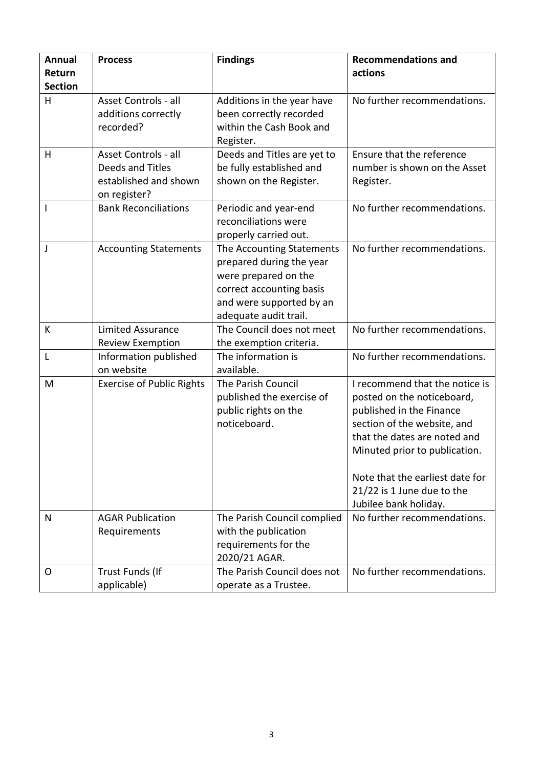| Annual Return Section | Process | Findings | Recommendations and actions |
| --- | --- | --- | --- |
| H | Asset Controls - all additions correctly recorded? | Additions in the year have been correctly recorded within the Cash Book and Register. | No further recommendations. |
| H | Asset Controls - all Deeds and Titles established and shown on register? | Deeds and Titles are yet to be fully established and shown on the Register. | Ensure that the reference number is shown on the Asset Register. |
| I | Bank Reconciliations | Periodic and year-end reconciliations were properly carried out. | No further recommendations. |
| J | Accounting Statements | The Accounting Statements prepared during the year were prepared on the correct accounting basis and were supported by an adequate audit trail. | No further recommendations. |
| K | Limited Assurance Review Exemption | The Council does not meet the exemption criteria. | No further recommendations. |
| L | Information published on website | The information is available. | No further recommendations. |
| M | Exercise of Public Rights | The Parish Council published the exercise of public rights on the noticeboard. | I recommend that the notice is posted on the noticeboard, published in the Finance section of the website, and that the dates are noted and Minuted prior to publication.<br><br>Note that the earliest date for 21/22 is 1 June due to the Jubilee bank holiday. |
| N | AGAR Publication Requirements | The Parish Council complied with the publication requirements for the 2020/21 AGAR. | No further recommendations. |
| O | Trust Funds (If applicable) | The Parish Council does not operate as a Trustee. | No further recommendations. |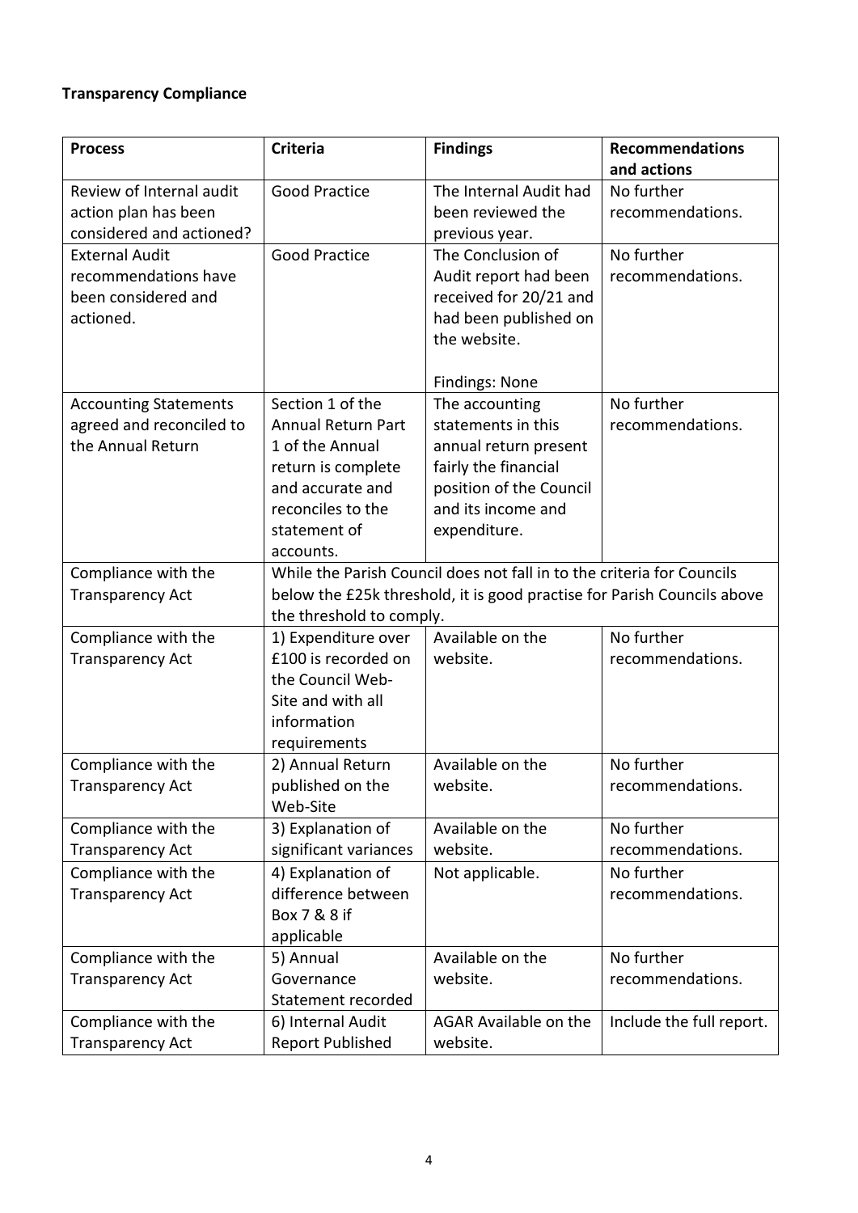**Transparency Compliance**

| Process | Criteria | Findings | Recommendations and actions |
| --- | --- | --- | --- |
| Review of Internal audit action plan has been considered and actioned? | Good Practice | The Internal Audit had been reviewed the previous year. | No further recommendations. |
| External Audit recommendations have been considered and actioned. | Good Practice | The Conclusion of Audit report had been received for 20/21 and had been published on the website.<br><br>Findings: None | No further recommendations. |
| Accounting Statements agreed and reconciled to the Annual Return | Section 1 of the Annual Return Part 1 of the Annual return is complete and accurate and reconciles to the statement of accounts. | The accounting statements in this annual return present fairly the financial position of the Council and its income and expenditure. | No further recommendations. |
| Compliance with the Transparency Act | While the Parish Council does not fall in to the criteria for Councils below the £25k threshold, it is good practise for Parish Councils above the threshold to comply. | | |
| Compliance with the Transparency Act | 1) Expenditure over £100 is recorded on the Council Web-Site and with all information requirements | Available on the website. | No further recommendations. |
| Compliance with the Transparency Act | 2) Annual Return published on the Web-Site | Available on the website. | No further recommendations. |
| Compliance with the Transparency Act | 3) Explanation of significant variances | Available on the website. | No further recommendations. |
| Compliance with the Transparency Act | 4) Explanation of difference between Box 7 & 8 if applicable | Not applicable. | No further recommendations. |
| Compliance with the Transparency Act | 5) Annual Governance Statement recorded | Available on the website. | No further recommendations. |
| Compliance with the Transparency Act | 6) Internal Audit Report Published | AGAR Available on the website. | Include the full report. |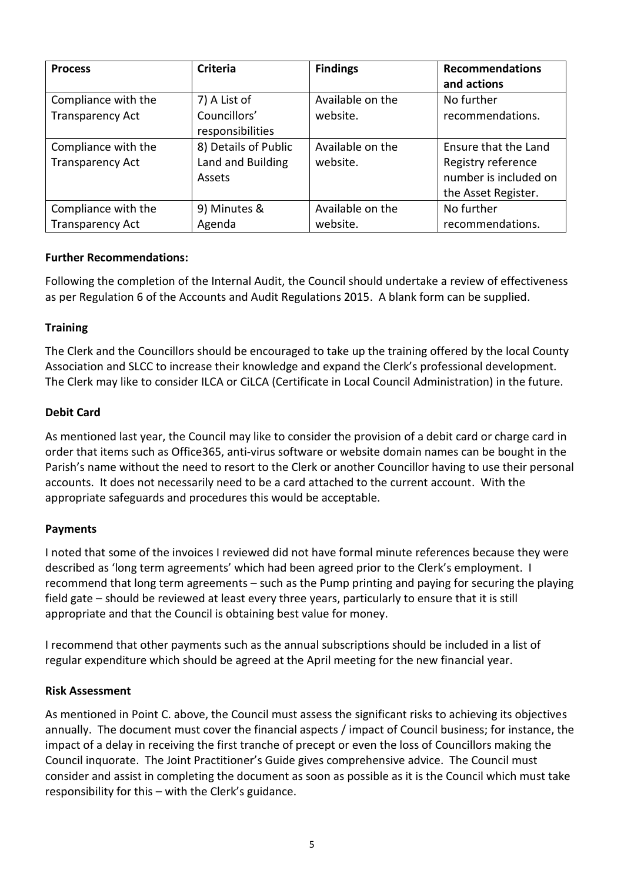| Process | Criteria | Findings | Recommendations and actions |
| --- | --- | --- | --- |
| Compliance with the Transparency Act | 7) A List of Councillors' responsibilities | Available on the website. | No further recommendations. |
| Compliance with the Transparency Act | 8) Details of Public Land and Building Assets | Available on the website. | Ensure that the Land Registry reference number is included on the Asset Register. |
| Compliance with the Transparency Act | 9) Minutes & Agenda | Available on the website. | No further recommendations. |

**Further Recommendations:**

Following the completion of the Internal Audit, the Council should undertake a review of effectiveness as per Regulation 6 of the Accounts and Audit Regulations 2015. A blank form can be supplied.

**Training**

The Clerk and the Councillors should be encouraged to take up the training offered by the local County Association and SLCC to increase their knowledge and expand the Clerk's professional development. The Clerk may like to consider ILCA or CiLCA (Certificate in Local Council Administration) in the future.

**Debit Card**

As mentioned last year, the Council may like to consider the provision of a debit card or charge card in order that items such as Office365, anti-virus software or website domain names can be bought in the Parish's name without the need to resort to the Clerk or another Councillor having to use their personal accounts. It does not necessarily need to be a card attached to the current account. With the appropriate safeguards and procedures this would be acceptable.

**Payments**

I noted that some of the invoices I reviewed did not have formal minute references because they were described as 'long term agreements' which had been agreed prior to the Clerk's employment. I recommend that long term agreements – such as the Pump printing and paying for securing the playing field gate – should be reviewed at least every three years, particularly to ensure that it is still appropriate and that the Council is obtaining best value for money.

I recommend that other payments such as the annual subscriptions should be included in a list of regular expenditure which should be agreed at the April meeting for the new financial year.

**Risk Assessment**

As mentioned in Point C. above, the Council must assess the significant risks to achieving its objectives annually. The document must cover the financial aspects / impact of Council business; for instance, the impact of a delay in receiving the first tranche of precept or even the loss of Councillors making the Council inquorate. The Joint Practitioner's Guide gives comprehensive advice. The Council must consider and assist in completing the document as soon as possible as it is the Council which must take responsibility for this – with the Clerk's guidance.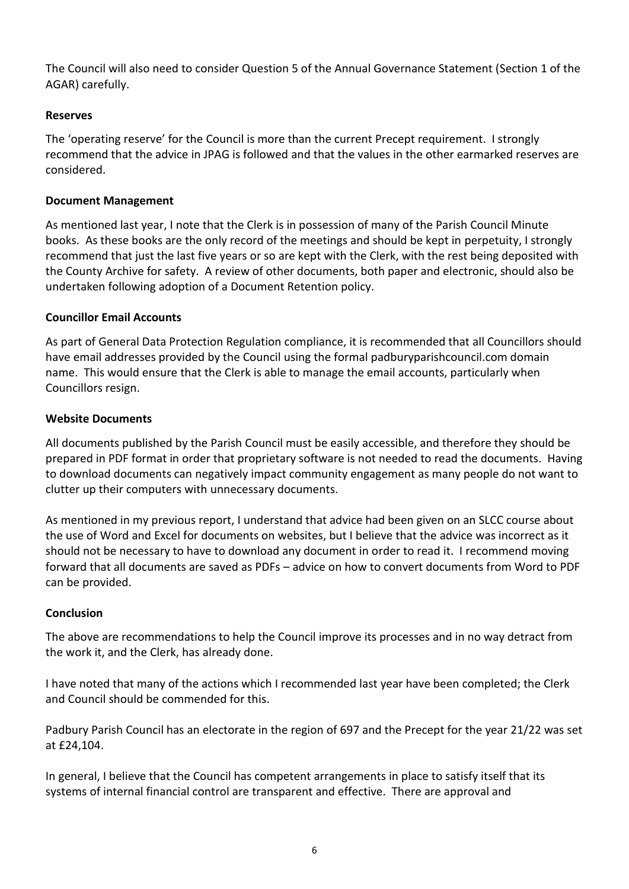The Council will also need to consider Question 5 of the Annual Governance Statement (Section 1 of the AGAR) carefully.

**Reserves**

The 'operating reserve' for the Council is more than the current Precept requirement. I strongly recommend that the advice in JPAG is followed and that the values in the other earmarked reserves are considered.

**Document Management**

As mentioned last year, I note that the Clerk is in possession of many of the Parish Council Minute books. As these books are the only record of the meetings and should be kept in perpetuity, I strongly recommend that just the last five years or so are kept with the Clerk, with the rest being deposited with the County Archive for safety. A review of other documents, both paper and electronic, should also be undertaken following adoption of a Document Retention policy.

**Councillor Email Accounts**

As part of General Data Protection Regulation compliance, it is recommended that all Councillors should have email addresses provided by the Council using the formal padburyparishcouncil.com domain name. This would ensure that the Clerk is able to manage the email accounts, particularly when Councillors resign.

**Website Documents**

All documents published by the Parish Council must be easily accessible, and therefore they should be prepared in PDF format in order that proprietary software is not needed to read the documents. Having to download documents can negatively impact community engagement as many people do not want to clutter up their computers with unnecessary documents.

As mentioned in my previous report, I understand that advice had been given on an SLCC course about the use of Word and Excel for documents on websites, but I believe that the advice was incorrect as it should not be necessary to have to download any document in order to read it. I recommend moving forward that all documents are saved as PDFs – advice on how to convert documents from Word to PDF can be provided.

**Conclusion**

The above are recommendations to help the Council improve its processes and in no way detract from the work it, and the Clerk, has already done.

I have noted that many of the actions which I recommended last year have been completed; the Clerk and Council should be commended for this.

Padbury Parish Council has an electorate in the region of 697 and the Precept for the year 21/22 was set at £24,104.

In general, I believe that the Council has competent arrangements in place to satisfy itself that its systems of internal financial control are transparent and effective. There are approval and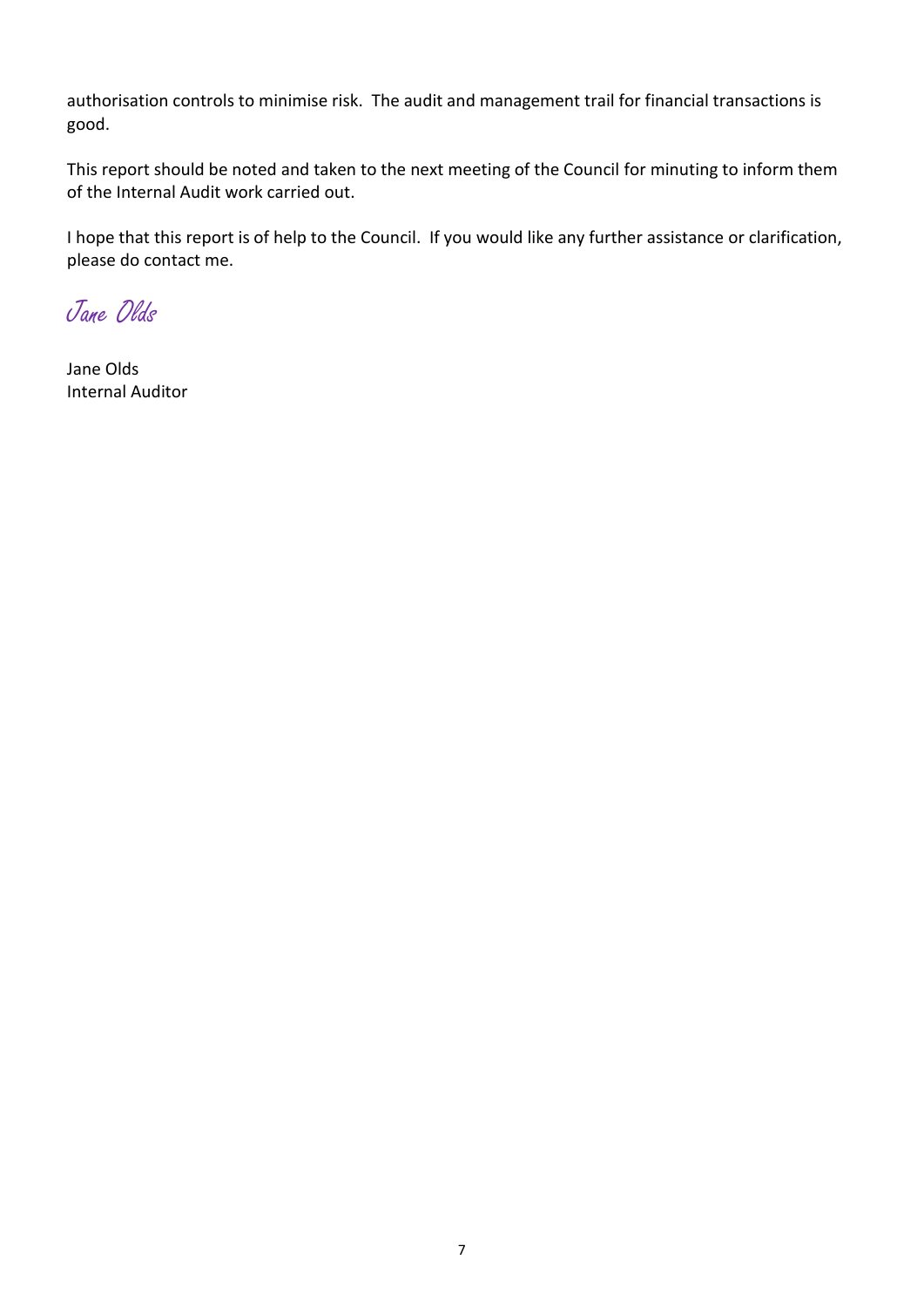authorisation controls to minimise risk. The audit and management trail for financial transactions is good.

This report should be noted and taken to the next meeting of the Council for minuting to inform them of the Internal Audit work carried out.

I hope that this report is of help to the Council. If you would like any further assistance or clarification, please do contact me.

*Jane Olds*

Jane Olds
Internal Auditor